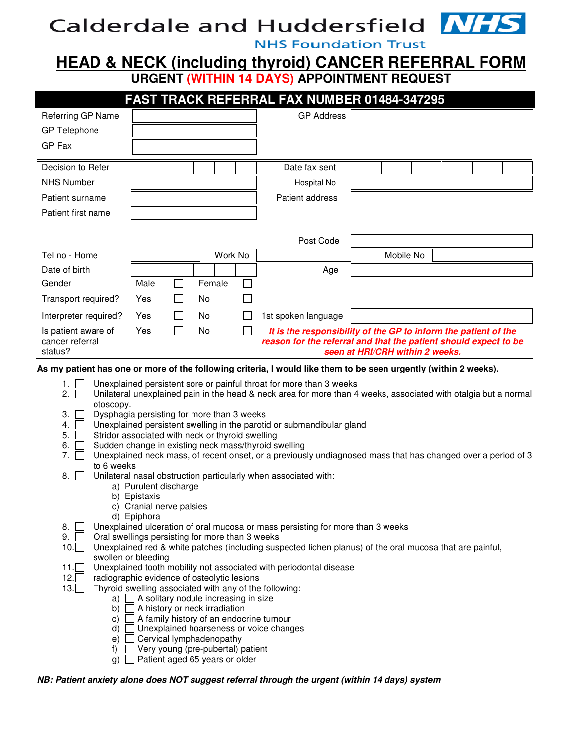Calderdale and Huddersfield **NHS**
NHS Foundation Trust

# HEAD & NECK (including thyroid) CANCER REFERRAL FORM

## URGENT (WITHIN 14 DAYS) APPOINTMENT REQUEST

**FAST TRACK REFERRAL FAX NUMBER 01484-347295**

| | | | |
|---|---|---|---|
| Referring GP Name | | GP Address | |
| GP Telephone | | | |
| GP Fax | | | |

| | | | |
|---|---|---|---|
| Decision to Refer | | Date fax sent | |
| NHS Number | | Hospital No | |
| Patient surname | | Patient address | |
| Patient first name | | | |
| | | Post Code | |

| | | | | | |
|---|---|---|---|---|---|
| Tel no - Home | | Work No | | Mobile No | |
| Date of birth | | | | Age | |

| | | | | | |
|---|---|---|---|---|---|
| Gender | Male ☐ | Female ☐ | | | |
| Transport required? | Yes ☐ | No ☐ | | | |
| Interpreter required? | Yes ☐ | No ☐ | 1st spoken language | | |
| Is patient aware of cancer referral status? | Yes ☐ | No ☐ | | | |

***It is the responsibility of the GP to inform the patient of the reason for the referral and that the patient should expect to be seen at HRI/CRH within 2 weeks.***

**As my patient has one or more of the following criteria, I would like them to be seen urgently (within 2 weeks).**

1. ☐ Unexplained persistent sore or painful throat for more than 3 weeks
2. ☐ Unilateral unexplained pain in the head & neck area for more than 4 weeks, associated with otalgia but a normal otoscopy.
3. ☐ Dysphagia persisting for more than 3 weeks
4. ☐ Unexplained persistent swelling in the parotid or submandibular gland
5. ☐ Stridor associated with neck or thyroid swelling
6. ☐ Sudden change in existing neck mass/thyroid swelling
7. ☐ Unexplained neck mass, of recent onset, or a previously undiagnosed mass that has changed over a period of 3 to 6 weeks
8. ☐ Unilateral nasal obstruction particularly when associated with:
   a) Purulent discharge
   b) Epistaxis
   c) Cranial nerve palsies
   d) Epiphora
8. ☐ Unexplained ulceration of oral mucosa or mass persisting for more than 3 weeks
9. ☐ Oral swellings persisting for more than 3 weeks
10. ☐ Unexplained red & white patches (including suspected lichen planus) of the oral mucosa that are painful, swollen or bleeding
11. ☐ Unexplained tooth mobility not associated with periodontal disease
12. ☐ radiographic evidence of osteolytic lesions
13. ☐ Thyroid swelling associated with any of the following:
   a) ☐ A solitary nodule increasing in size
   b) ☐ A history or neck irradiation
   c) ☐ A family history of an endocrine tumour
   d) ☐ Unexplained hoarseness or voice changes
   e) ☐ Cervical lymphadenopathy
   f) ☐ Very young (pre-pubertal) patient
   g) ☐ Patient aged 65 years or older

***NB: Patient anxiety alone does NOT suggest referral through the urgent (within 14 days) system***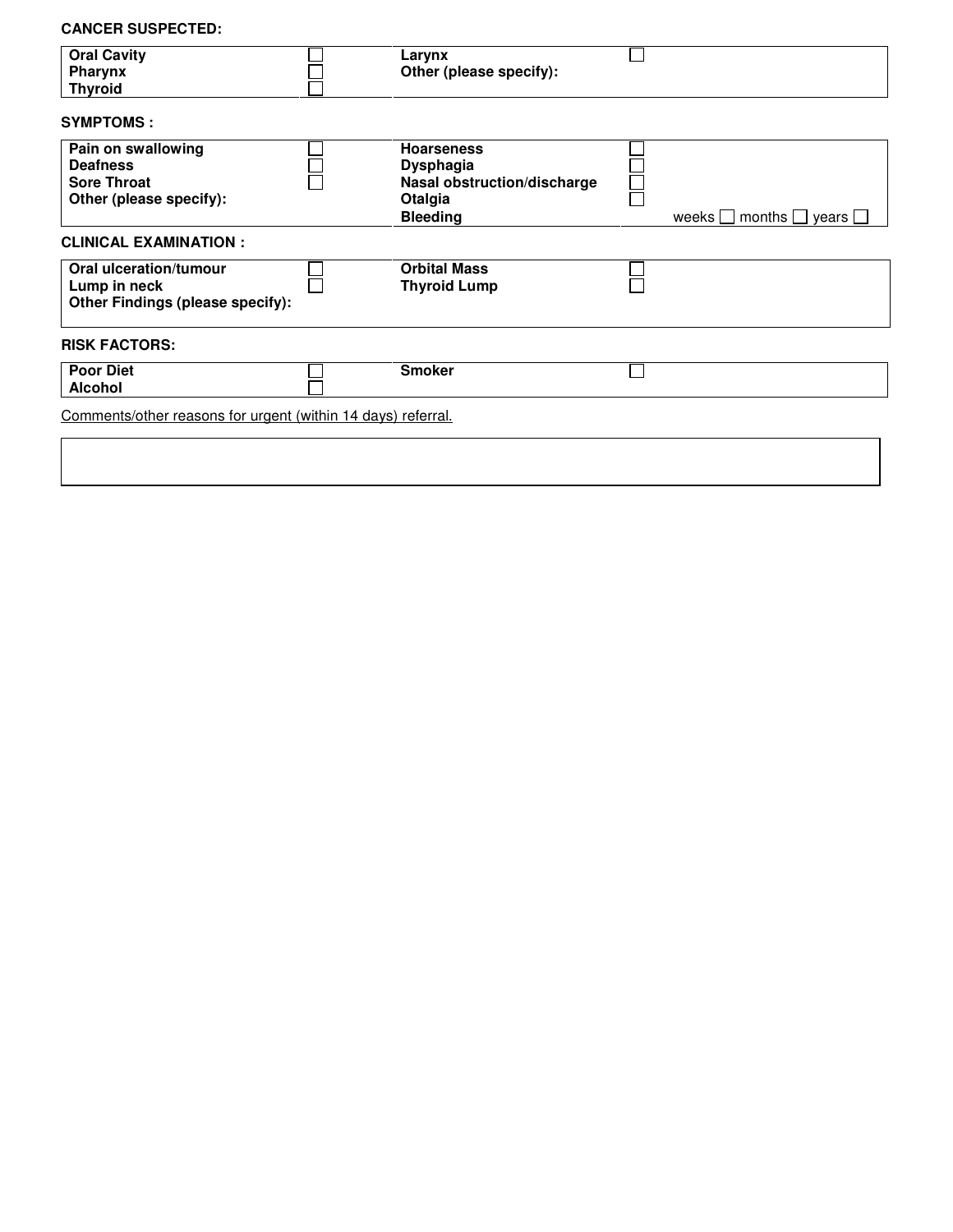**CANCER SUSPECTED:**

| | | | |
|---|---|---|---|
| **Oral Cavity** | ☐ | **Larynx** | ☐ |
| **Pharynx** | ☐ | **Other (please specify):** | |
| **Thyroid** | ☐ | | |

**SYMPTOMS :**

| | | | |
|---|---|---|---|
| **Pain on swallowing** | ☐ | **Hoarseness** | ☐ |
| **Deafness** | ☐ | **Dysphagia** | ☐ |
| **Sore Throat** | ☐ | **Nasal obstruction/discharge** | ☐ |
| **Other (please specify):** | | **Otalgia** | ☐ |
| | | **Bleeding** | weeks ☐ months ☐ years ☐ |

**CLINICAL EXAMINATION :**

| | | | |
|---|---|---|---|
| **Oral ulceration/tumour** | ☐ | **Orbital Mass** | ☐ |
| **Lump in neck** | ☐ | **Thyroid Lump** | ☐ |
| **Other Findings (please specify):** | | | |

**RISK FACTORS:**

| | | | |
|---|---|---|---|
| **Poor Diet** | ☐ | **Smoker** | ☐ |
| **Alcohol** | ☐ | | |

Comments/other reasons for urgent (within 14 days) referral.